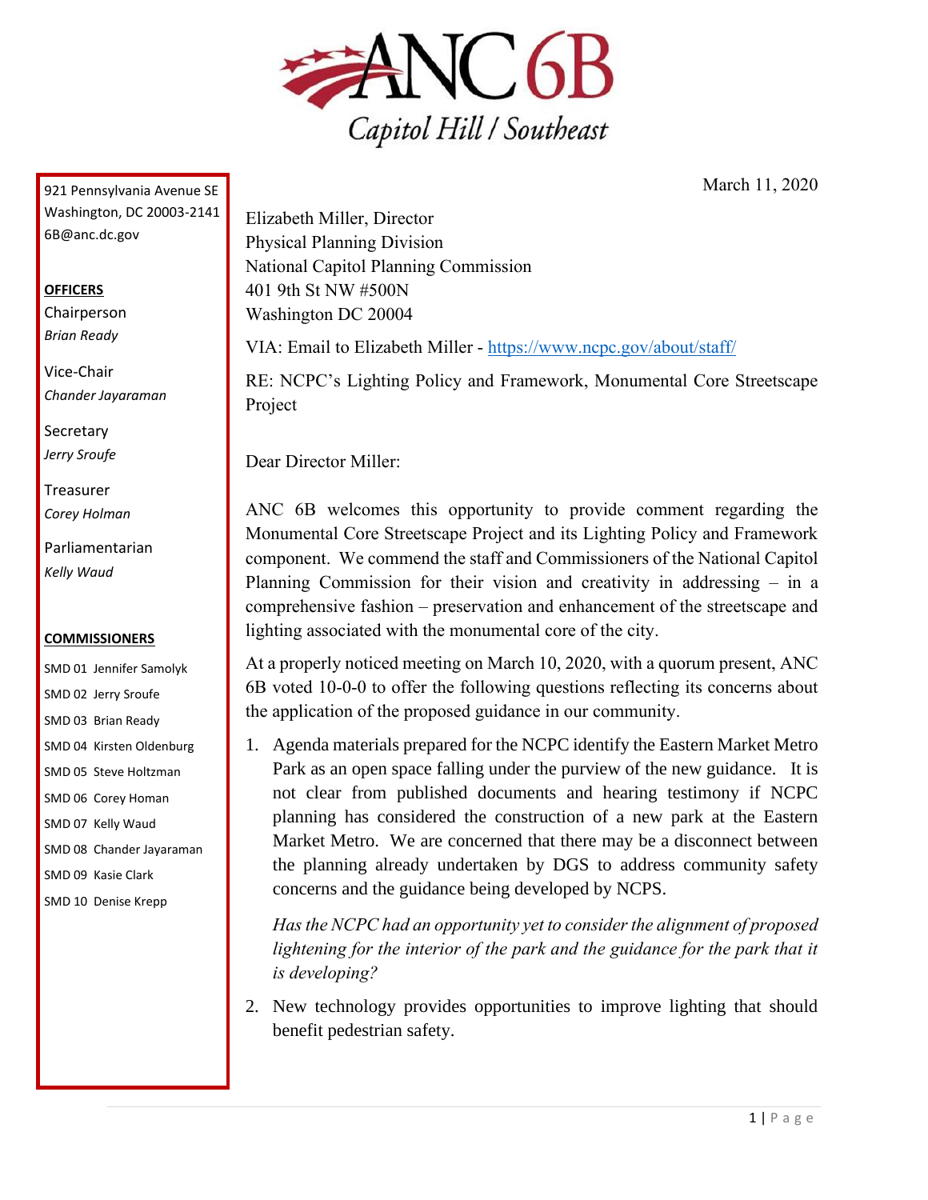# ANC 6B

*Capitol Hill / Southeast*

921 Pennsylvania Avenue SE
Washington, DC 20003-2141
6B@anc.dc.gov

**OFFICERS**

Chairperson
*Brian Ready*

Vice-Chair
*Chander Jayaraman*

Secretary
*Jerry Sroufe*

Treasurer
*Corey Holman*

Parliamentarian
*Kelly Waud*

**COMMISSIONERS**

SMD 01 Jennifer Samolyk
SMD 02 Jerry Sroufe
SMD 03 Brian Ready
SMD 04 Kirsten Oldenburg
SMD 05 Steve Holtzman
SMD 06 Corey Homan
SMD 07 Kelly Waud
SMD 08 Chander Jayaraman
SMD 09 Kasie Clark
SMD 10 Denise Krepp

March 11, 2020

Elizabeth Miller, Director
Physical Planning Division
National Capitol Planning Commission
401 9th St NW #500N
Washington DC 20004

VIA: Email to Elizabeth Miller - https://www.ncpc.gov/about/staff/

RE: NCPC's Lighting Policy and Framework, Monumental Core Streetscape Project

Dear Director Miller:

ANC 6B welcomes this opportunity to provide comment regarding the Monumental Core Streetscape Project and its Lighting Policy and Framework component. We commend the staff and Commissioners of the National Capitol Planning Commission for their vision and creativity in addressing – in a comprehensive fashion – preservation and enhancement of the streetscape and lighting associated with the monumental core of the city.

At a properly noticed meeting on March 10, 2020, with a quorum present, ANC 6B voted 10-0-0 to offer the following questions reflecting its concerns about the application of the proposed guidance in our community.

1. Agenda materials prepared for the NCPC identify the Eastern Market Metro Park as an open space falling under the purview of the new guidance. It is not clear from published documents and hearing testimony if NCPC planning has considered the construction of a new park at the Eastern Market Metro. We are concerned that there may be a disconnect between the planning already undertaken by DGS to address community safety concerns and the guidance being developed by NCPS.

   *Has the NCPC had an opportunity yet to consider the alignment of proposed lightening for the interior of the park and the guidance for the park that it is developing?*

2. New technology provides opportunities to improve lighting that should benefit pedestrian safety.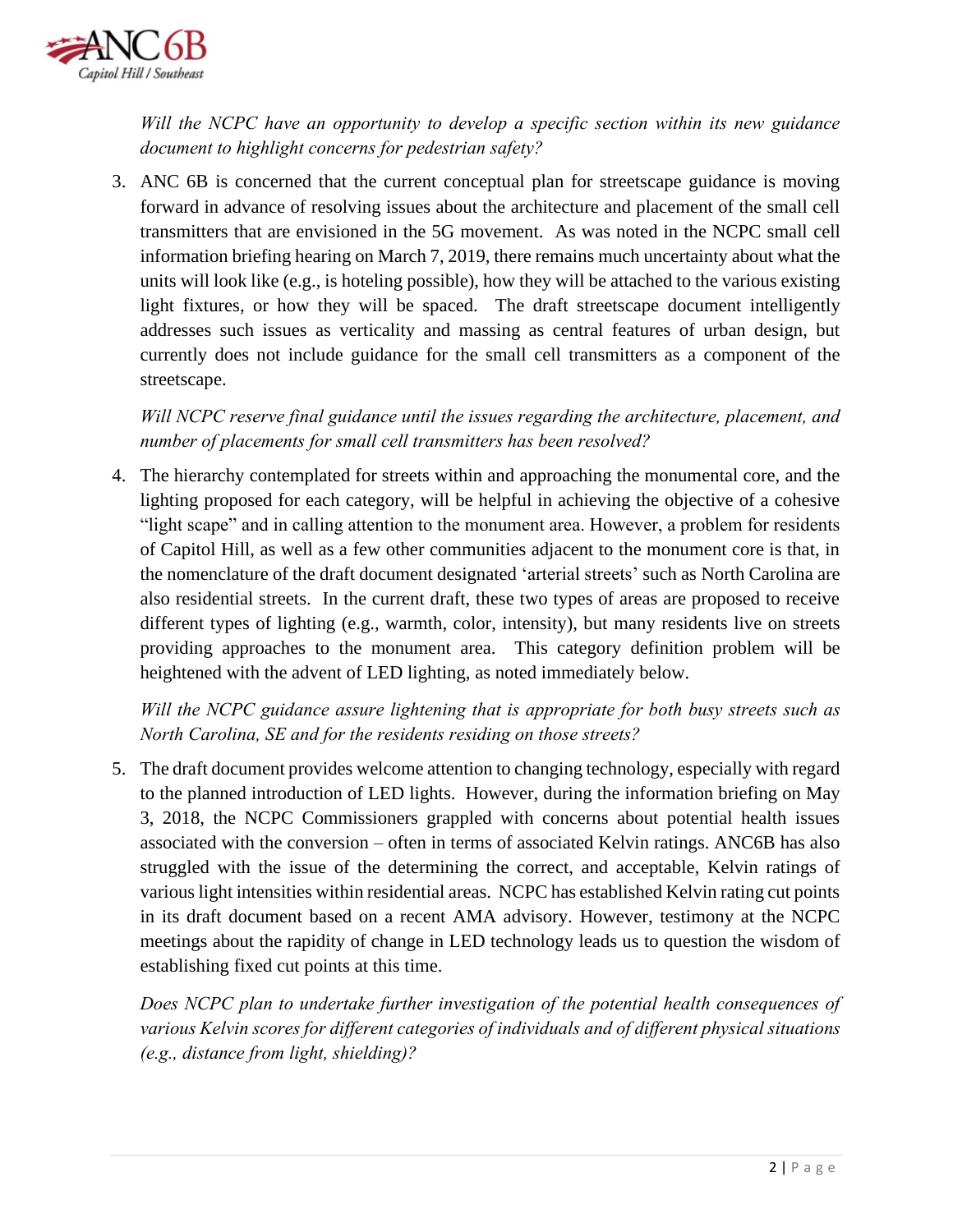*Will the NCPC have an opportunity to develop a specific section within its new guidance document to highlight concerns for pedestrian safety?*

3. ANC 6B is concerned that the current conceptual plan for streetscape guidance is moving forward in advance of resolving issues about the architecture and placement of the small cell transmitters that are envisioned in the 5G movement. As was noted in the NCPC small cell information briefing hearing on March 7, 2019, there remains much uncertainty about what the units will look like (e.g., is hoteling possible), how they will be attached to the various existing light fixtures, or how they will be spaced. The draft streetscape document intelligently addresses such issues as verticality and massing as central features of urban design, but currently does not include guidance for the small cell transmitters as a component of the streetscape.

   *Will NCPC reserve final guidance until the issues regarding the architecture, placement, and number of placements for small cell transmitters has been resolved?*

4. The hierarchy contemplated for streets within and approaching the monumental core, and the lighting proposed for each category, will be helpful in achieving the objective of a cohesive "light scape" and in calling attention to the monument area. However, a problem for residents of Capitol Hill, as well as a few other communities adjacent to the monument core is that, in the nomenclature of the draft document designated 'arterial streets' such as North Carolina are also residential streets. In the current draft, these two types of areas are proposed to receive different types of lighting (e.g., warmth, color, intensity), but many residents live on streets providing approaches to the monument area. This category definition problem will be heightened with the advent of LED lighting, as noted immediately below.

   *Will the NCPC guidance assure lightening that is appropriate for both busy streets such as North Carolina, SE and for the residents residing on those streets?*

5. The draft document provides welcome attention to changing technology, especially with regard to the planned introduction of LED lights. However, during the information briefing on May 3, 2018, the NCPC Commissioners grappled with concerns about potential health issues associated with the conversion – often in terms of associated Kelvin ratings. ANC6B has also struggled with the issue of the determining the correct, and acceptable, Kelvin ratings of various light intensities within residential areas. NCPC has established Kelvin rating cut points in its draft document based on a recent AMA advisory. However, testimony at the NCPC meetings about the rapidity of change in LED technology leads us to question the wisdom of establishing fixed cut points at this time.

   *Does NCPC plan to undertake further investigation of the potential health consequences of various Kelvin scores for different categories of individuals and of different physical situations (e.g., distance from light, shielding)?*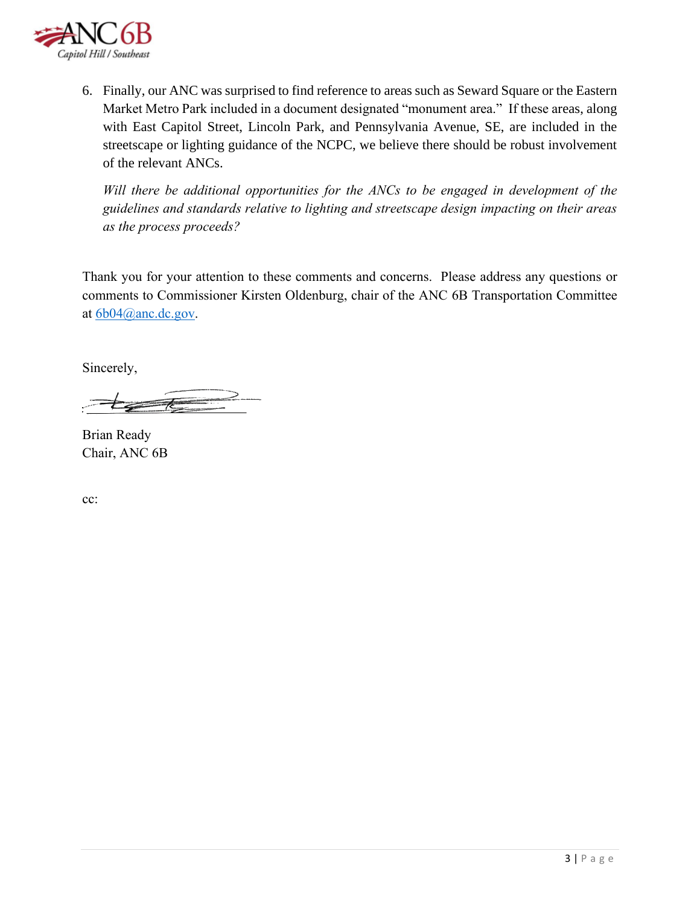6. Finally, our ANC was surprised to find reference to areas such as Seward Square or the Eastern Market Metro Park included in a document designated "monument area." If these areas, along with East Capitol Street, Lincoln Park, and Pennsylvania Avenue, SE, are included in the streetscape or lighting guidance of the NCPC, we believe there should be robust involvement of the relevant ANCs.

   *Will there be additional opportunities for the ANCs to be engaged in development of the guidelines and standards relative to lighting and streetscape design impacting on their areas as the process proceeds?*

Thank you for your attention to these comments and concerns. Please address any questions or comments to Commissioner Kirsten Oldenburg, chair of the ANC 6B Transportation Committee at 6b04@anc.dc.gov.

Sincerely,

Brian Ready
Chair, ANC 6B

cc: